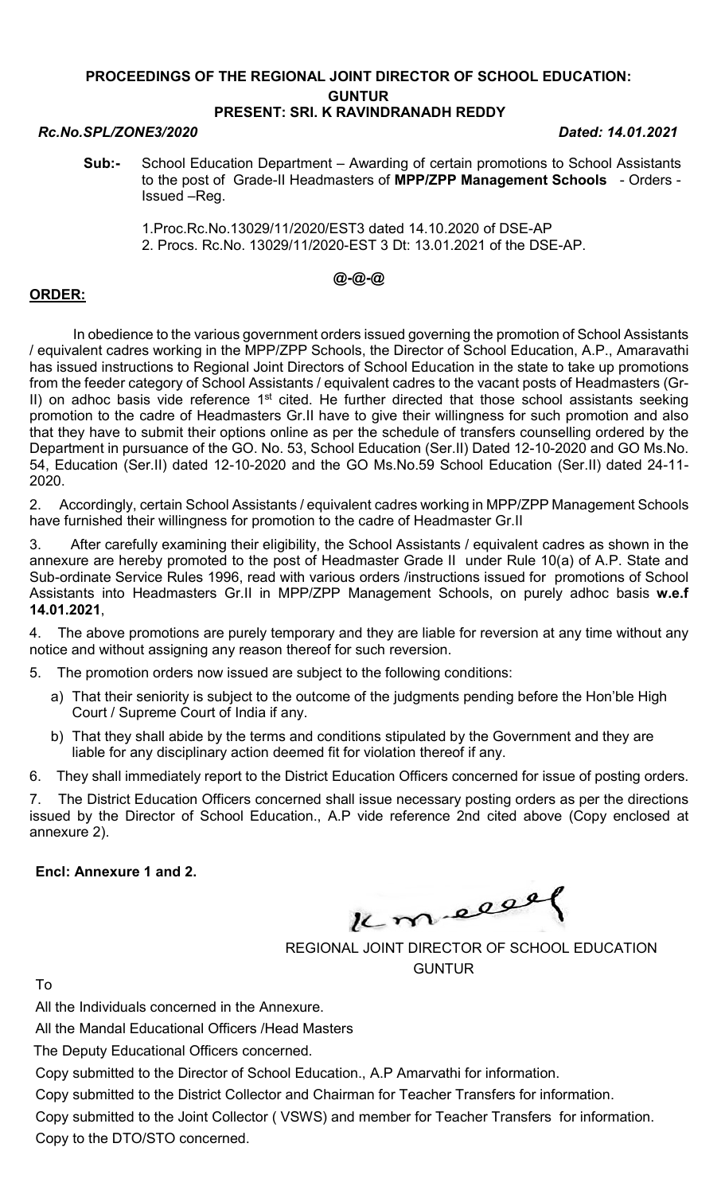**PROCEEDINGS OF THE REGIONAL JOINT DIRECTOR OF SCHOOL EDUCATION: GUNTUR**

**PRESENT: SRI. K RAVINDRANADH REDDY**

***Rc.No.SPL/ZONE3/2020*** ***Dated: 14.01.2021***

**Sub:-** School Education Department – Awarding of certain promotions to School Assistants to the post of Grade-II Headmasters of **MPP/ZPP Management Schools** - Orders - Issued –Reg.

1.Proc.Rc.No.13029/11/2020/EST3 dated 14.10.2020 of DSE-AP
2. Procs. Rc.No. 13029/11/2020-EST 3 Dt: 13.01.2021 of the DSE-AP.

**@-@-@**

**ORDER:**

In obedience to the various government orders issued governing the promotion of School Assistants / equivalent cadres working in the MPP/ZPP Schools, the Director of School Education, A.P., Amaravathi has issued instructions to Regional Joint Directors of School Education in the state to take up promotions from the feeder category of School Assistants / equivalent cadres to the vacant posts of Headmasters (Gr-II) on adhoc basis vide reference 1st cited. He further directed that those school assistants seeking promotion to the cadre of Headmasters Gr.II have to give their willingness for such promotion and also that they have to submit their options online as per the schedule of transfers counselling ordered by the Department in pursuance of the GO. No. 53, School Education (Ser.II) Dated 12-10-2020 and GO Ms.No. 54, Education (Ser.II) dated 12-10-2020 and the GO Ms.No.59 School Education (Ser.II) dated 24-11-2020.

2. Accordingly, certain School Assistants / equivalent cadres working in MPP/ZPP Management Schools have furnished their willingness for promotion to the cadre of Headmaster Gr.II

3. After carefully examining their eligibility, the School Assistants / equivalent cadres as shown in the annexure are hereby promoted to the post of Headmaster Grade II under Rule 10(a) of A.P. State and Sub-ordinate Service Rules 1996, read with various orders /instructions issued for promotions of School Assistants into Headmasters Gr.II in MPP/ZPP Management Schools, on purely adhoc basis **w.e.f 14.01.2021**,

4. The above promotions are purely temporary and they are liable for reversion at any time without any notice and without assigning any reason thereof for such reversion.

5. The promotion orders now issued are subject to the following conditions:

a) That their seniority is subject to the outcome of the judgments pending before the Hon'ble High Court / Supreme Court of India if any.

b) That they shall abide by the terms and conditions stipulated by the Government and they are liable for any disciplinary action deemed fit for violation thereof if any.

6. They shall immediately report to the District Education Officers concerned for issue of posting orders.

7. The District Education Officers concerned shall issue necessary posting orders as per the directions issued by the Director of School Education., A.P vide reference 2nd cited above (Copy enclosed at annexure 2).

**Encl: Annexure 1 and 2.**

REGIONAL JOINT DIRECTOR OF SCHOOL EDUCATION
GUNTUR

To

All the Individuals concerned in the Annexure.

All the Mandal Educational Officers /Head Masters

The Deputy Educational Officers concerned.

Copy submitted to the Director of School Education., A.P Amarvathi for information.

Copy submitted to the District Collector and Chairman for Teacher Transfers for information.

Copy submitted to the Joint Collector ( VSWS) and member for Teacher Transfers for information.

Copy to the DTO/STO concerned.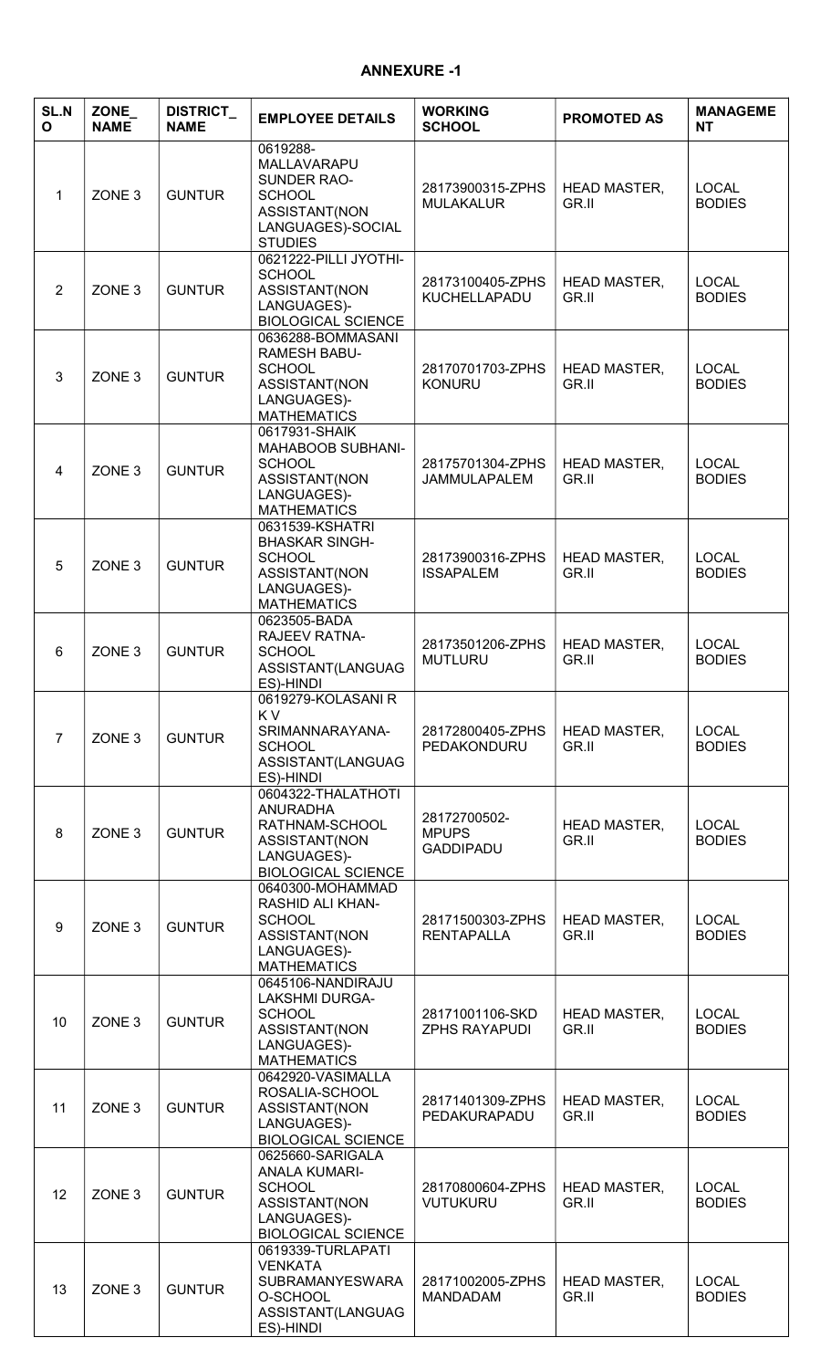**ANNEXURE -1**

| SL.NO | ZONE_NAME | DISTRICT_NAME | EMPLOYEE DETAILS | WORKING SCHOOL | PROMOTED AS | MANAGEMENT |
|---|---|---|---|---|---|---|
| 1 | ZONE 3 | GUNTUR | 0619288-MALLAVARAPU SUNDER RAO-SCHOOL ASSISTANT(NON LANGUAGES)-SOCIAL STUDIES | 28173900315-ZPHS MULAKALUR | HEAD MASTER, GR.II | LOCAL BODIES |
| 2 | ZONE 3 | GUNTUR | 0621222-PILLI JYOTHI-SCHOOL ASSISTANT(NON LANGUAGES)-BIOLOGICAL SCIENCE | 28173100405-ZPHS KUCHELLAPADU | HEAD MASTER, GR.II | LOCAL BODIES |
| 3 | ZONE 3 | GUNTUR | 0636288-BOMMASANI RAMESH BABU-SCHOOL ASSISTANT(NON LANGUAGES)-MATHEMATICS | 28170701703-ZPHS KONURU | HEAD MASTER, GR.II | LOCAL BODIES |
| 4 | ZONE 3 | GUNTUR | 0617931-SHAIK MAHABOOB SUBHANI-SCHOOL ASSISTANT(NON LANGUAGES)-MATHEMATICS | 28175701304-ZPHS JAMMULAPALEM | HEAD MASTER, GR.II | LOCAL BODIES |
| 5 | ZONE 3 | GUNTUR | 0631539-KSHATRI BHASKAR SINGH-SCHOOL ASSISTANT(NON LANGUAGES)-MATHEMATICS | 28173900316-ZPHS ISSAPALEM | HEAD MASTER, GR.II | LOCAL BODIES |
| 6 | ZONE 3 | GUNTUR | 0623505-BADA RAJEEV RATNA-SCHOOL ASSISTANT(LANGUAGES)-HINDI | 28173501206-ZPHS MUTLURU | HEAD MASTER, GR.II | LOCAL BODIES |
| 7 | ZONE 3 | GUNTUR | 0619279-KOLASANI R K V SRIMANNARAYANA-SCHOOL ASSISTANT(LANGUAGES)-HINDI | 28172800405-ZPHS PEDAKONDURU | HEAD MASTER, GR.II | LOCAL BODIES |
| 8 | ZONE 3 | GUNTUR | 0604322-THALATHOTI ANURADHA RATHNAM-SCHOOL ASSISTANT(NON LANGUAGES)-BIOLOGICAL SCIENCE | 28172700502-MPUPS GADDIPADU | HEAD MASTER, GR.II | LOCAL BODIES |
| 9 | ZONE 3 | GUNTUR | 0640300-MOHAMMAD RASHID ALI KHAN-SCHOOL ASSISTANT(NON LANGUAGES)-MATHEMATICS | 28171500303-ZPHS RENTAPALLA | HEAD MASTER, GR.II | LOCAL BODIES |
| 10 | ZONE 3 | GUNTUR | 0645106-NANDIRAJU LAKSHMI DURGA-SCHOOL ASSISTANT(NON LANGUAGES)-MATHEMATICS | 28171001106-SKD ZPHS RAYAPUDI | HEAD MASTER, GR.II | LOCAL BODIES |
| 11 | ZONE 3 | GUNTUR | 0642920-VASIMALLA ROSALIA-SCHOOL ASSISTANT(NON LANGUAGES)-BIOLOGICAL SCIENCE | 28171401309-ZPHS PEDAKURAPADU | HEAD MASTER, GR.II | LOCAL BODIES |
| 12 | ZONE 3 | GUNTUR | 0625660-SARIGALA ANALA KUMARI-SCHOOL ASSISTANT(NON LANGUAGES)-BIOLOGICAL SCIENCE | 28170800604-ZPHS VUTUKURU | HEAD MASTER, GR.II | LOCAL BODIES |
| 13 | ZONE 3 | GUNTUR | 0619339-TURLAPATI VENKATA SUBRAMANYESWARAO-SCHOOL ASSISTANT(LANGUAGES)-HINDI | 28171002005-ZPHS MANDADAM | HEAD MASTER, GR.II | LOCAL BODIES |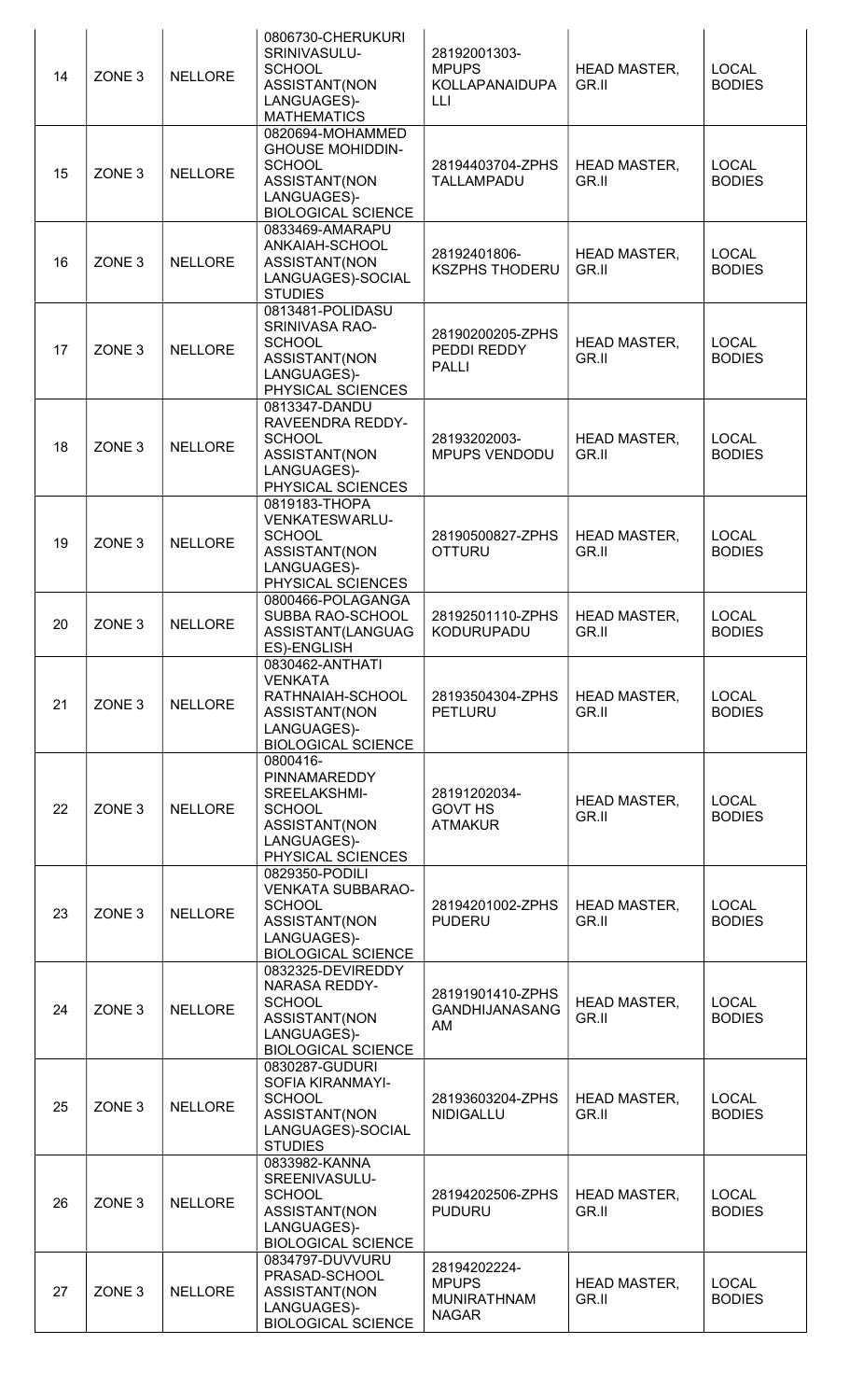| 14 | ZONE 3 | NELLORE | 0806730-CHERUKURI SRINIVASULU-SCHOOL ASSISTANT(NON LANGUAGES)-MATHEMATICS | 28192001303-MPUPS KOLLAPANAIDUPALLI | HEAD MASTER, GR.II | LOCAL BODIES |
|---|---|---|---|---|---|---|
| 15 | ZONE 3 | NELLORE | 0820694-MOHAMMED GHOUSE MOHIDDIN-SCHOOL ASSISTANT(NON LANGUAGES)-BIOLOGICAL SCIENCE | 28194403704-ZPHS TALLAMPADU | HEAD MASTER, GR.II | LOCAL BODIES |
| 16 | ZONE 3 | NELLORE | 0833469-AMARAPU ANKAIAH-SCHOOL ASSISTANT(NON LANGUAGES)-SOCIAL STUDIES | 28192401806-KSZPHS THODERU | HEAD MASTER, GR.II | LOCAL BODIES |
| 17 | ZONE 3 | NELLORE | 0813481-POLIDASU SRINIVASA RAO-SCHOOL ASSISTANT(NON LANGUAGES)-PHYSICAL SCIENCES | 28190200205-ZPHS PEDDI REDDY PALLI | HEAD MASTER, GR.II | LOCAL BODIES |
| 18 | ZONE 3 | NELLORE | 0813347-DANDU RAVEENDRA REDDY-SCHOOL ASSISTANT(NON LANGUAGES)-PHYSICAL SCIENCES | 28193202003-MPUPS VENDODU | HEAD MASTER, GR.II | LOCAL BODIES |
| 19 | ZONE 3 | NELLORE | 0819183-THOPA VENKATESWARLU-SCHOOL ASSISTANT(NON LANGUAGES)-PHYSICAL SCIENCES | 28190500827-ZPHS OTTURU | HEAD MASTER, GR.II | LOCAL BODIES |
| 20 | ZONE 3 | NELLORE | 0800466-POLAGANGA SUBBA RAO-SCHOOL ASSISTANT(LANGUAGES)-ENGLISH | 28192501110-ZPHS KODURUPADU | HEAD MASTER, GR.II | LOCAL BODIES |
| 21 | ZONE 3 | NELLORE | 0830462-ANTHATI VENKATA RATHNAIAH-SCHOOL ASSISTANT(NON LANGUAGES)-BIOLOGICAL SCIENCE | 28193504304-ZPHS PETLURU | HEAD MASTER, GR.II | LOCAL BODIES |
| 22 | ZONE 3 | NELLORE | 0800416-PINNAMAREDDY SREELAKSHMI-SCHOOL ASSISTANT(NON LANGUAGES)-PHYSICAL SCIENCES | 28191202034-GOVT HS ATMAKUR | HEAD MASTER, GR.II | LOCAL BODIES |
| 23 | ZONE 3 | NELLORE | 0829350-PODILI VENKATA SUBBARAO-SCHOOL ASSISTANT(NON LANGUAGES)-BIOLOGICAL SCIENCE | 28194201002-ZPHS PUDERU | HEAD MASTER, GR.II | LOCAL BODIES |
| 24 | ZONE 3 | NELLORE | 0832325-DEVIREDDY NARASA REDDY-SCHOOL ASSISTANT(NON LANGUAGES)-BIOLOGICAL SCIENCE | 28191901410-ZPHS GANDHIJANASANGAM | HEAD MASTER, GR.II | LOCAL BODIES |
| 25 | ZONE 3 | NELLORE | 0830287-GUDURI SOFIA KIRANMAYI-SCHOOL ASSISTANT(NON LANGUAGES)-SOCIAL STUDIES | 28193603204-ZPHS NIDIGALLU | HEAD MASTER, GR.II | LOCAL BODIES |
| 26 | ZONE 3 | NELLORE | 0833982-KANNA SREENIVASULU-SCHOOL ASSISTANT(NON LANGUAGES)-BIOLOGICAL SCIENCE | 28194202506-ZPHS PUDURU | HEAD MASTER, GR.II | LOCAL BODIES |
| 27 | ZONE 3 | NELLORE | 0834797-DUVVURU PRASAD-SCHOOL ASSISTANT(NON LANGUAGES)-BIOLOGICAL SCIENCE | 28194202224-MPUPS MUNIRATHNAM NAGAR | HEAD MASTER, GR.II | LOCAL BODIES |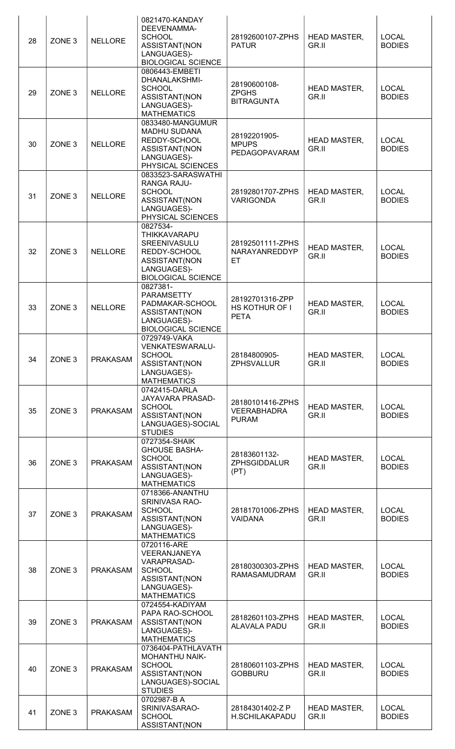| 28 | ZONE 3 | NELLORE | 0821470-KANDAY DEEVENAMMA-SCHOOL ASSISTANT(NON LANGUAGES)-BIOLOGICAL SCIENCE | 28192600107-ZPHS PATUR | HEAD MASTER, GR.II | LOCAL BODIES |
|---|---|---|---|---|---|---|
| 29 | ZONE 3 | NELLORE | 0806443-EMBETI DHANALAKSHMI-SCHOOL ASSISTANT(NON LANGUAGES)-MATHEMATICS | 28190600108-ZPGHS BITRAGUNTA | HEAD MASTER, GR.II | LOCAL BODIES |
| 30 | ZONE 3 | NELLORE | 0833480-MANGUMUR MADHU SUDANA REDDY-SCHOOL ASSISTANT(NON LANGUAGES)-PHYSICAL SCIENCES | 28192201905-MPUPS PEDAGOPAVARAM | HEAD MASTER, GR.II | LOCAL BODIES |
| 31 | ZONE 3 | NELLORE | 0833523-SARASWATHI RANGA RAJU-SCHOOL ASSISTANT(NON LANGUAGES)-PHYSICAL SCIENCES | 28192801707-ZPHS VARIGONDA | HEAD MASTER, GR.II | LOCAL BODIES |
| 32 | ZONE 3 | NELLORE | 0827534-THIKKAVARAPU SREENIVASULU REDDY-SCHOOL ASSISTANT(NON LANGUAGES)-BIOLOGICAL SCIENCE | 28192501111-ZPHS NARAYANREDDYPET | HEAD MASTER, GR.II | LOCAL BODIES |
| 33 | ZONE 3 | NELLORE | 0827381-PARAMSETTY PADMAKAR-SCHOOL ASSISTANT(NON LANGUAGES)-BIOLOGICAL SCIENCE | 28192701316-ZPPHS KOTHUR OF I PETA | HEAD MASTER, GR.II | LOCAL BODIES |
| 34 | ZONE 3 | PRAKASAM | 0729749-VAKA VENKATESWARALU-SCHOOL ASSISTANT(NON LANGUAGES)-MATHEMATICS | 28184800905-ZPHSVALLUR | HEAD MASTER, GR.II | LOCAL BODIES |
| 35 | ZONE 3 | PRAKASAM | 0742415-DARLA JAYAVARA PRASAD-SCHOOL ASSISTANT(NON LANGUAGES)-SOCIAL STUDIES | 28180101416-ZPHS VEERABHADRA PURAM | HEAD MASTER, GR.II | LOCAL BODIES |
| 36 | ZONE 3 | PRAKASAM | 0727354-SHAIK GHOUSE BASHA-SCHOOL ASSISTANT(NON LANGUAGES)-MATHEMATICS | 28183601132-ZPHSGIDDALUR (PT) | HEAD MASTER, GR.II | LOCAL BODIES |
| 37 | ZONE 3 | PRAKASAM | 0718366-ANANTHU SRINIVASA RAO-SCHOOL ASSISTANT(NON LANGUAGES)-MATHEMATICS | 28181701006-ZPHS VAIDANA | HEAD MASTER, GR.II | LOCAL BODIES |
| 38 | ZONE 3 | PRAKASAM | 0720116-ARE VEERANJANEYA VARAPRASAD-SCHOOL ASSISTANT(NON LANGUAGES)-MATHEMATICS | 28180300303-ZPHS RAMASAMUDRAM | HEAD MASTER, GR.II | LOCAL BODIES |
| 39 | ZONE 3 | PRAKASAM | 0724554-KADIYAM PAPA RAO-SCHOOL ASSISTANT(NON LANGUAGES)-MATHEMATICS | 28182601103-ZPHS ALAVALA PADU | HEAD MASTER, GR.II | LOCAL BODIES |
| 40 | ZONE 3 | PRAKASAM | 0736404-PATHLAVATH MOHANTHU NAIK-SCHOOL ASSISTANT(NON LANGUAGES)-SOCIAL STUDIES | 28180601103-ZPHS GOBBURU | HEAD MASTER, GR.II | LOCAL BODIES |
| 41 | ZONE 3 | PRAKASAM | 0702987-B A SRINIVASARAO-SCHOOL ASSISTANT(NON | 28184301402-Z P H.SCHILAKAPADU | HEAD MASTER, GR.II | LOCAL BODIES |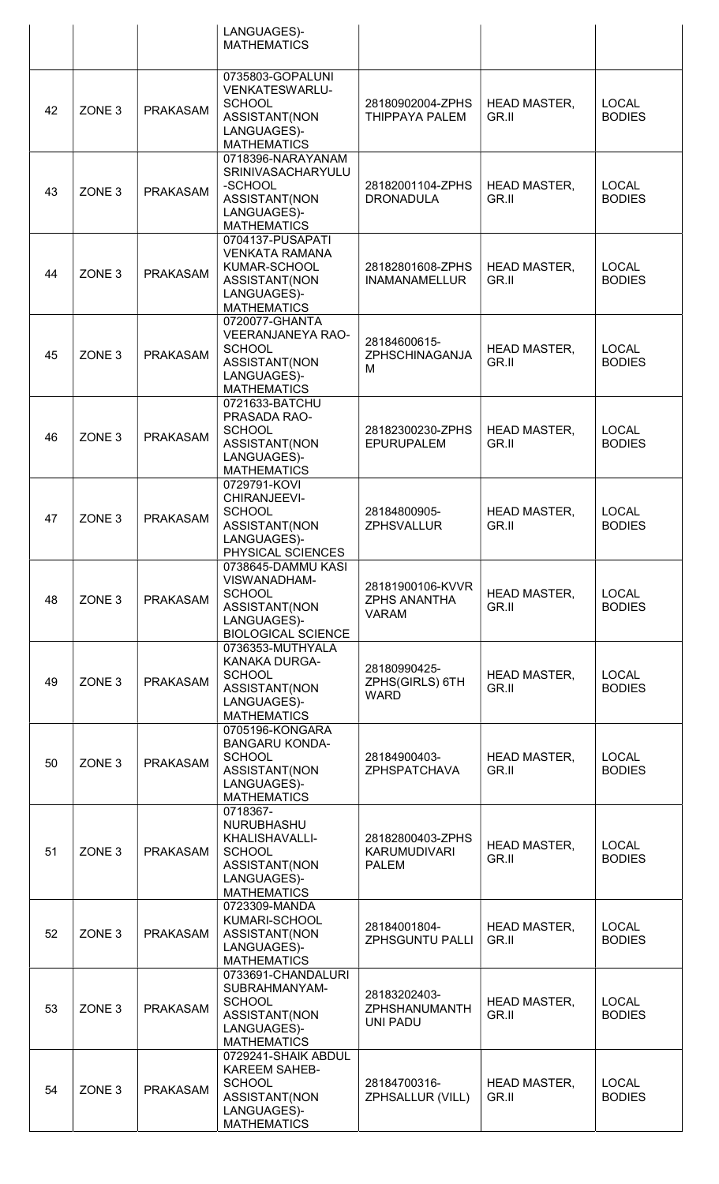| | | | LANGUAGES)-MATHEMATICS | | | |
|---|---|---|---|---|---|---|
| 42 | ZONE 3 | PRAKASAM | 0735803-GOPALUNI VENKATESWARLU-SCHOOL ASSISTANT(NON LANGUAGES)-MATHEMATICS | 28180902004-ZPHS THIPPAYA PALEM | HEAD MASTER, GR.II | LOCAL BODIES |
| 43 | ZONE 3 | PRAKASAM | 0718396-NARAYANAM SRINIVASACHARYULU -SCHOOL ASSISTANT(NON LANGUAGES)-MATHEMATICS | 28182001104-ZPHS DRONADULA | HEAD MASTER, GR.II | LOCAL BODIES |
| 44 | ZONE 3 | PRAKASAM | 0704137-PUSAPATI VENKATA RAMANA KUMAR-SCHOOL ASSISTANT(NON LANGUAGES)-MATHEMATICS | 28182801608-ZPHS INAMANAMELLUR | HEAD MASTER, GR.II | LOCAL BODIES |
| 45 | ZONE 3 | PRAKASAM | 0720077-GHANTA VEERANJANEYA RAO-SCHOOL ASSISTANT(NON LANGUAGES)-MATHEMATICS | 28184600615-ZPHSCHINAGANJAM | HEAD MASTER, GR.II | LOCAL BODIES |
| 46 | ZONE 3 | PRAKASAM | 0721633-BATCHU PRASADA RAO-SCHOOL ASSISTANT(NON LANGUAGES)-MATHEMATICS | 28182300230-ZPHS EPURUPALEM | HEAD MASTER, GR.II | LOCAL BODIES |
| 47 | ZONE 3 | PRAKASAM | 0729791-KOVI CHIRANJEEVI-SCHOOL ASSISTANT(NON LANGUAGES)-PHYSICAL SCIENCES | 28184800905-ZPHSVALLUR | HEAD MASTER, GR.II | LOCAL BODIES |
| 48 | ZONE 3 | PRAKASAM | 0738645-DAMMU KASI VISWANADHAM-SCHOOL ASSISTANT(NON LANGUAGES)-BIOLOGICAL SCIENCE | 28181900106-KVVR ZPHS ANANTHA VARAM | HEAD MASTER, GR.II | LOCAL BODIES |
| 49 | ZONE 3 | PRAKASAM | 0736353-MUTHYALA KANAKA DURGA-SCHOOL ASSISTANT(NON LANGUAGES)-MATHEMATICS | 28180990425-ZPHS(GIRLS) 6TH WARD | HEAD MASTER, GR.II | LOCAL BODIES |
| 50 | ZONE 3 | PRAKASAM | 0705196-KONGARA BANGARU KONDA-SCHOOL ASSISTANT(NON LANGUAGES)-MATHEMATICS | 28184900403-ZPHSPATCHAVA | HEAD MASTER, GR.II | LOCAL BODIES |
| 51 | ZONE 3 | PRAKASAM | 0718367-NURUBHASHU KHALISHAVALLI-SCHOOL ASSISTANT(NON LANGUAGES)-MATHEMATICS | 28182800403-ZPHS KARUMUDIVARI PALEM | HEAD MASTER, GR.II | LOCAL BODIES |
| 52 | ZONE 3 | PRAKASAM | 0723309-MANDA KUMARI-SCHOOL ASSISTANT(NON LANGUAGES)-MATHEMATICS | 28184001804-ZPHSGUNTU PALLI | HEAD MASTER, GR.II | LOCAL BODIES |
| 53 | ZONE 3 | PRAKASAM | 0733691-CHANDALURI SUBRAHMANYAM-SCHOOL ASSISTANT(NON LANGUAGES)-MATHEMATICS | 28183202403-ZPHSHANUMANTH UNI PADU | HEAD MASTER, GR.II | LOCAL BODIES |
| 54 | ZONE 3 | PRAKASAM | 0729241-SHAIK ABDUL KAREEM SAHEB-SCHOOL ASSISTANT(NON LANGUAGES)-MATHEMATICS | 28184700316-ZPHSALLUR (VILL) | HEAD MASTER, GR.II | LOCAL BODIES |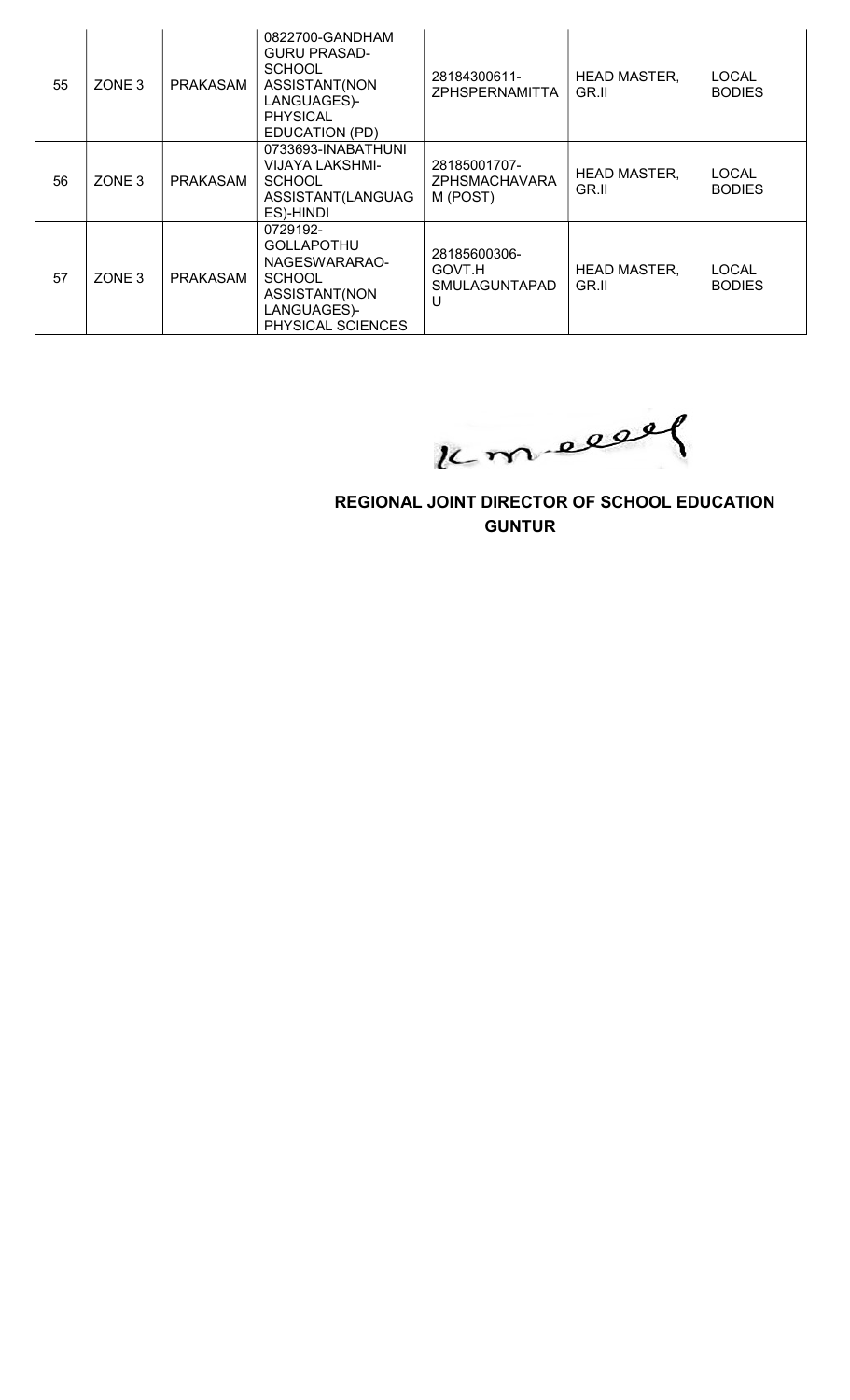| | | | | | | |
|---|---|---|---|---|---|---|
| 55 | ZONE 3 | PRAKASAM | 0822700-GANDHAM GURU PRASAD-SCHOOL ASSISTANT(NON LANGUAGES)-PHYSICAL EDUCATION (PD) | 28184300611-ZPHSPERNAMITTA | HEAD MASTER, GR.II | LOCAL BODIES |
| 56 | ZONE 3 | PRAKASAM | 0733693-INABATHUNI VIJAYA LAKSHMI-SCHOOL ASSISTANT(LANGUAGES)-HINDI | 28185001707-ZPHSMACHAVARAM (POST) | HEAD MASTER, GR.II | LOCAL BODIES |
| 57 | ZONE 3 | PRAKASAM | 0729192-GOLLAPOTHU NAGESWARARAO-SCHOOL ASSISTANT(NON LANGUAGES)-PHYSICAL SCIENCES | 28185600306-GOVT.H SMULAGUNTAPADU | HEAD MASTER, GR.II | LOCAL BODIES |

**REGIONAL JOINT DIRECTOR OF SCHOOL EDUCATION**
**GUNTUR**